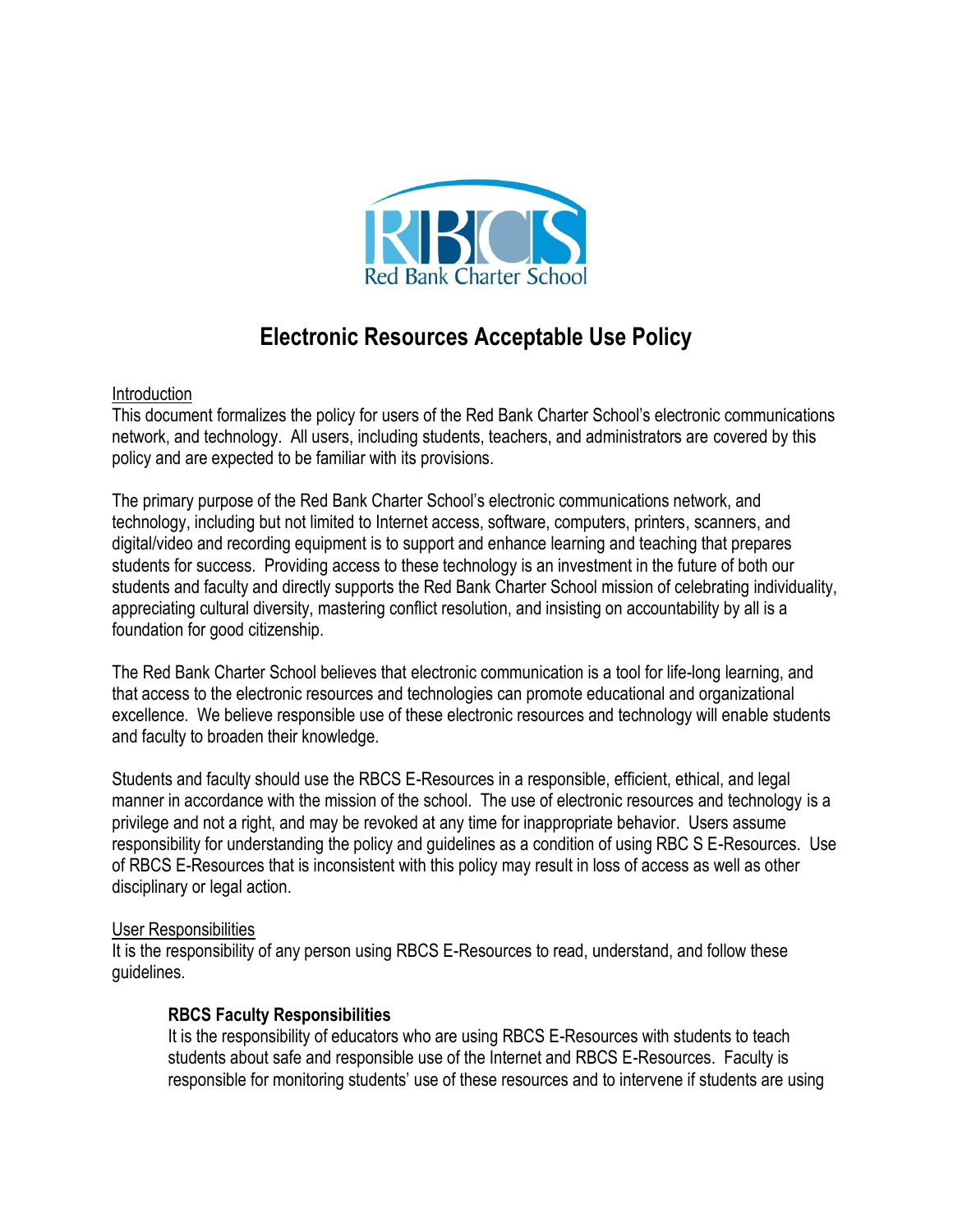RBCS
Red Bank Charter School

# Electronic Resources Acceptable Use Policy

Introduction

This document formalizes the policy for users of the Red Bank Charter School's electronic communications network, and technology. All users, including students, teachers, and administrators are covered by this policy and are expected to be familiar with its provisions.

The primary purpose of the Red Bank Charter School's electronic communications network, and technology, including but not limited to Internet access, software, computers, printers, scanners, and digital/video and recording equipment is to support and enhance learning and teaching that prepares students for success. Providing access to these technology is an investment in the future of both our students and faculty and directly supports the Red Bank Charter School mission of celebrating individuality, appreciating cultural diversity, mastering conflict resolution, and insisting on accountability by all is a foundation for good citizenship.

The Red Bank Charter School believes that electronic communication is a tool for life-long learning, and that access to the electronic resources and technologies can promote educational and organizational excellence. We believe responsible use of these electronic resources and technology will enable students and faculty to broaden their knowledge.

Students and faculty should use the RBCS E-Resources in a responsible, efficient, ethical, and legal manner in accordance with the mission of the school. The use of electronic resources and technology is a privilege and not a right, and may be revoked at any time for inappropriate behavior. Users assume responsibility for understanding the policy and guidelines as a condition of using RBC S E-Resources. Use of RBCS E-Resources that is inconsistent with this policy may result in loss of access as well as other disciplinary or legal action.

User Responsibilities

It is the responsibility of any person using RBCS E-Resources to read, understand, and follow these guidelines.

**RBCS Faculty Responsibilities**

It is the responsibility of educators who are using RBCS E-Resources with students to teach students about safe and responsible use of the Internet and RBCS E-Resources. Faculty is responsible for monitoring students' use of these resources and to intervene if students are using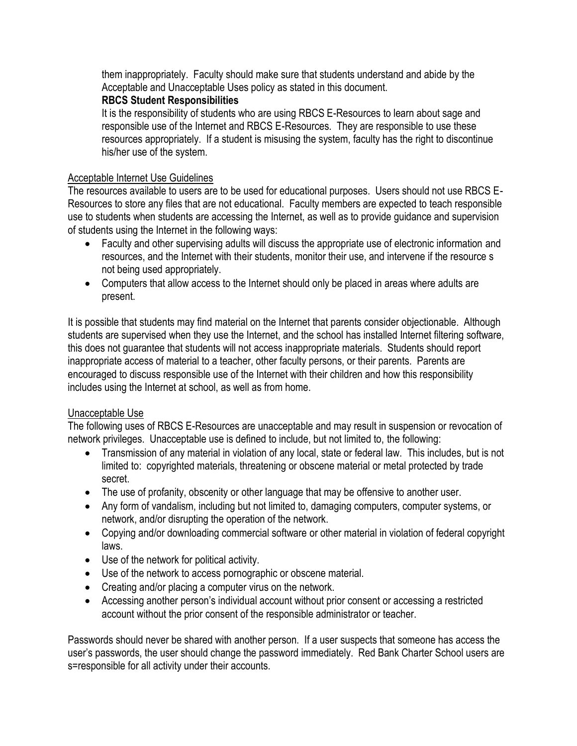them inappropriately. Faculty should make sure that students understand and abide by the Acceptable and Unacceptable Uses policy as stated in this document.

**RBCS Student Responsibilities**

It is the responsibility of students who are using RBCS E-Resources to learn about sage and responsible use of the Internet and RBCS E-Resources. They are responsible to use these resources appropriately. If a student is misusing the system, faculty has the right to discontinue his/her use of the system.

Acceptable Internet Use Guidelines

The resources available to users are to be used for educational purposes. Users should not use RBCS E-Resources to store any files that are not educational. Faculty members are expected to teach responsible use to students when students are accessing the Internet, as well as to provide guidance and supervision of students using the Internet in the following ways:

- Faculty and other supervising adults will discuss the appropriate use of electronic information and resources, and the Internet with their students, monitor their use, and intervene if the resource s not being used appropriately.
- Computers that allow access to the Internet should only be placed in areas where adults are present.

It is possible that students may find material on the Internet that parents consider objectionable. Although students are supervised when they use the Internet, and the school has installed Internet filtering software, this does not guarantee that students will not access inappropriate materials. Students should report inappropriate access of material to a teacher, other faculty persons, or their parents. Parents are encouraged to discuss responsible use of the Internet with their children and how this responsibility includes using the Internet at school, as well as from home.

Unacceptable Use

The following uses of RBCS E-Resources are unacceptable and may result in suspension or revocation of network privileges. Unacceptable use is defined to include, but not limited to, the following:

- Transmission of any material in violation of any local, state or federal law. This includes, but is not limited to: copyrighted materials, threatening or obscene material or metal protected by trade secret.
- The use of profanity, obscenity or other language that may be offensive to another user.
- Any form of vandalism, including but not limited to, damaging computers, computer systems, or network, and/or disrupting the operation of the network.
- Copying and/or downloading commercial software or other material in violation of federal copyright laws.
- Use of the network for political activity.
- Use of the network to access pornographic or obscene material.
- Creating and/or placing a computer virus on the network.
- Accessing another person's individual account without prior consent or accessing a restricted account without the prior consent of the responsible administrator or teacher.

Passwords should never be shared with another person. If a user suspects that someone has access the user's passwords, the user should change the password immediately. Red Bank Charter School users are s=responsible for all activity under their accounts.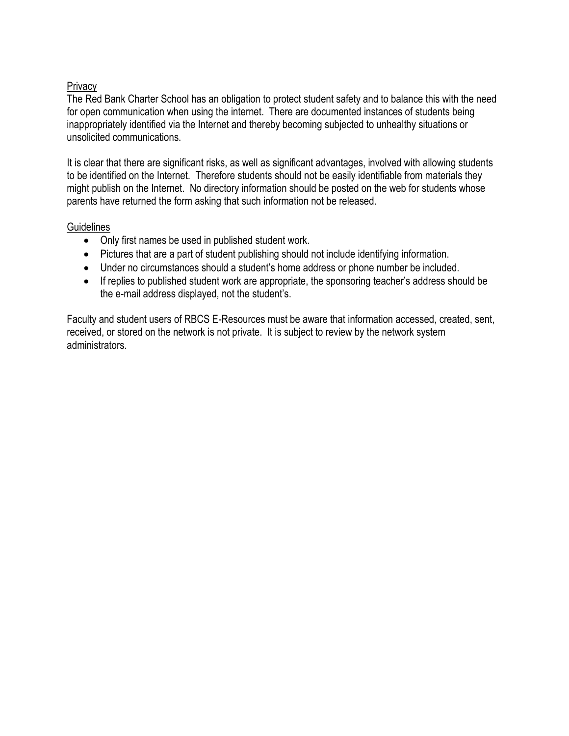## Privacy

The Red Bank Charter School has an obligation to protect student safety and to balance this with the need for open communication when using the internet. There are documented instances of students being inappropriately identified via the Internet and thereby becoming subjected to unhealthy situations or unsolicited communications.

It is clear that there are significant risks, as well as significant advantages, involved with allowing students to be identified on the Internet. Therefore students should not be easily identifiable from materials they might publish on the Internet. No directory information should be posted on the web for students whose parents have returned the form asking that such information not be released.

## Guidelines

- Only first names be used in published student work.
- Pictures that are a part of student publishing should not include identifying information.
- Under no circumstances should a student's home address or phone number be included.
- If replies to published student work are appropriate, the sponsoring teacher's address should be the e-mail address displayed, not the student's.

Faculty and student users of RBCS E-Resources must be aware that information accessed, created, sent, received, or stored on the network is not private. It is subject to review by the network system administrators.